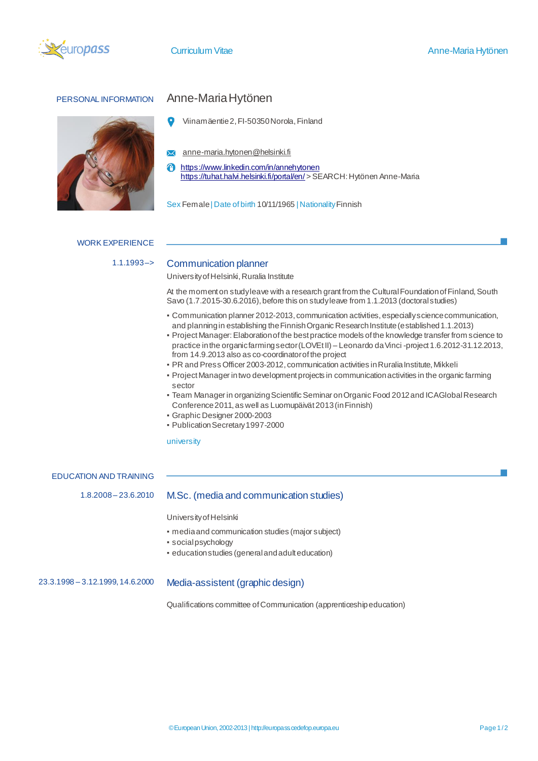# PERSONAL INFORMATION

## Anne-Maria Hytönen

Viinamäentie 2, FI-50350 Norola, Finland

anne-maria.hytonen@helsinki.fi

https://www.linkedin.com/in/annehytonen
https://tuhat.halvi.helsinki.fi/portal/en/ > SEARCH: Hytönen Anne-Maria

Sex Female | Date of birth 10/11/1965 | Nationality Finnish

# WORK EXPERIENCE

**1.1.1993–>**

### Communication planner

University of Helsinki, Ruralia Institute

At the moment on study leave with a research grant from the Cultural Foundation of Finland, South Savo (1.7.2015-30.6.2016), before this on study leave from 1.1.2013 (doctoral studies)

- Communication planner 2012-2013, communication activities, especially science communication, and planning in establishing the Finnish Organic Research Institute (established 1.1.2013)
- Project Manager: Elaboration of the best practice models of the knowledge transfer from science to practice in the organic farming sector (LOVEt II) – Leonardo da Vinci -project 1.6.2012-31.12.2013, from 14.9.2013 also as co-coordinator of the project
- PR and Press Officer 2003-2012, communication activities in Ruralia Institute, Mikkeli
- Project Manager in two development projects in communication activities in the organic farming sector
- Team Manager in organizing Scientific Seminar on Organic Food 2012 and ICA Global Research Conference 2011, as well as Luomupäivät 2013 (in Finnish)
- Graphic Designer 2000-2003
- Publication Secretary 1997-2000

university

# EDUCATION AND TRAINING

**1.8.2008 – 23.6.2010**

### M.Sc. (media and communication studies)

University of Helsinki

- media and communication studies (major subject)
- social psychology
- education studies (general and adult education)

**23.3.1998 – 3.12.1999, 14.6.2000**

### Media-assistent (graphic design)

Qualifications committee of Communication (apprenticeship education)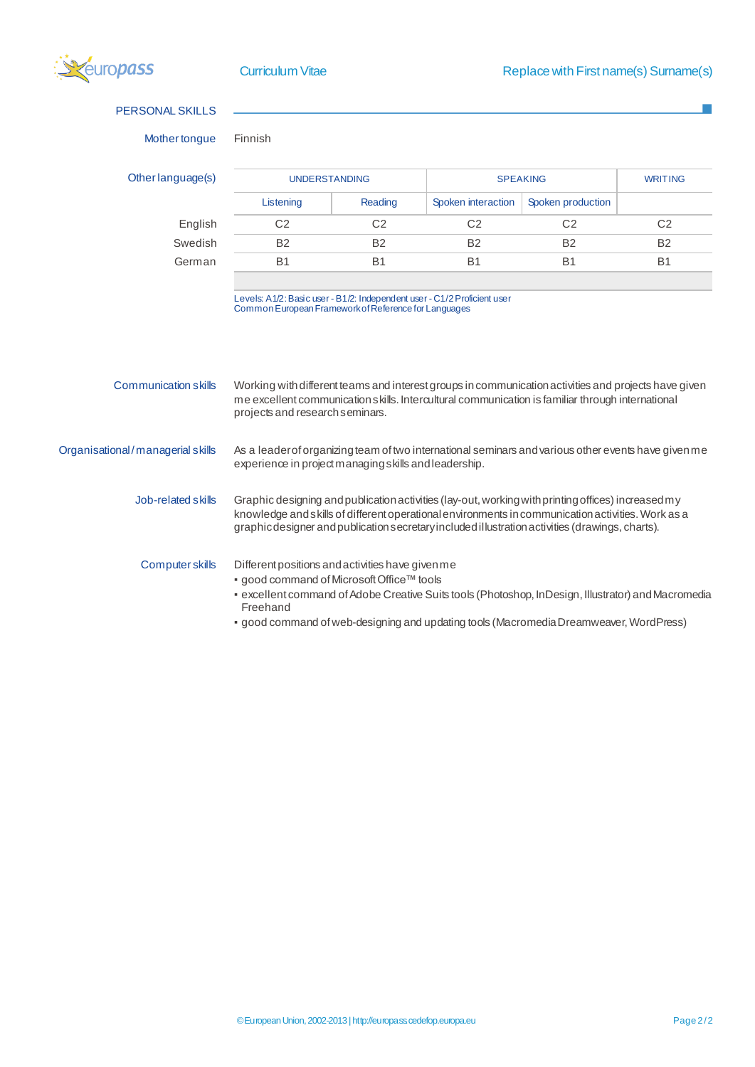## PERSONAL SKILLS

**Mother tongue** Finnish

**Other language(s)**

| | UNDERSTANDING | | SPEAKING | | WRITING |
|---|---|---|---|---|---|
| | Listening | Reading | Spoken interaction | Spoken production | |
| English | C2 | C2 | C2 | C2 | C2 |
| Swedish | B2 | B2 | B2 | B2 | B2 |
| German | B1 | B1 | B1 | B1 | B1 |

Levels: A1/2: Basic user - B1/2: Independent user - C1/2 Proficient user
Common European Framework of Reference for Languages

**Communication skills**

Working with different teams and interest groups in communication activities and projects have given me excellent communication skills. Intercultural communication is familiar through international projects and research seminars.

**Organisational / managerial skills**

As a leader of organizing team of two international seminars and various other events have given me experience in project managing skills and leadership.

**Job-related skills**

Graphic designing and publication activities (lay-out, working with printing offices) increased my knowledge and skills of different operational environments in communication activities. Work as a graphic designer and publication secretary included illustration activities (drawings, charts).

**Computer skills**

Different positions and activities have given me

- good command of Microsoft Office™ tools
- excellent command of Adobe Creative Suits tools (Photoshop, InDesign, Illustrator) and Macromedia Freehand
- good command of web-designing and updating tools (Macromedia Dreamweaver, WordPress)